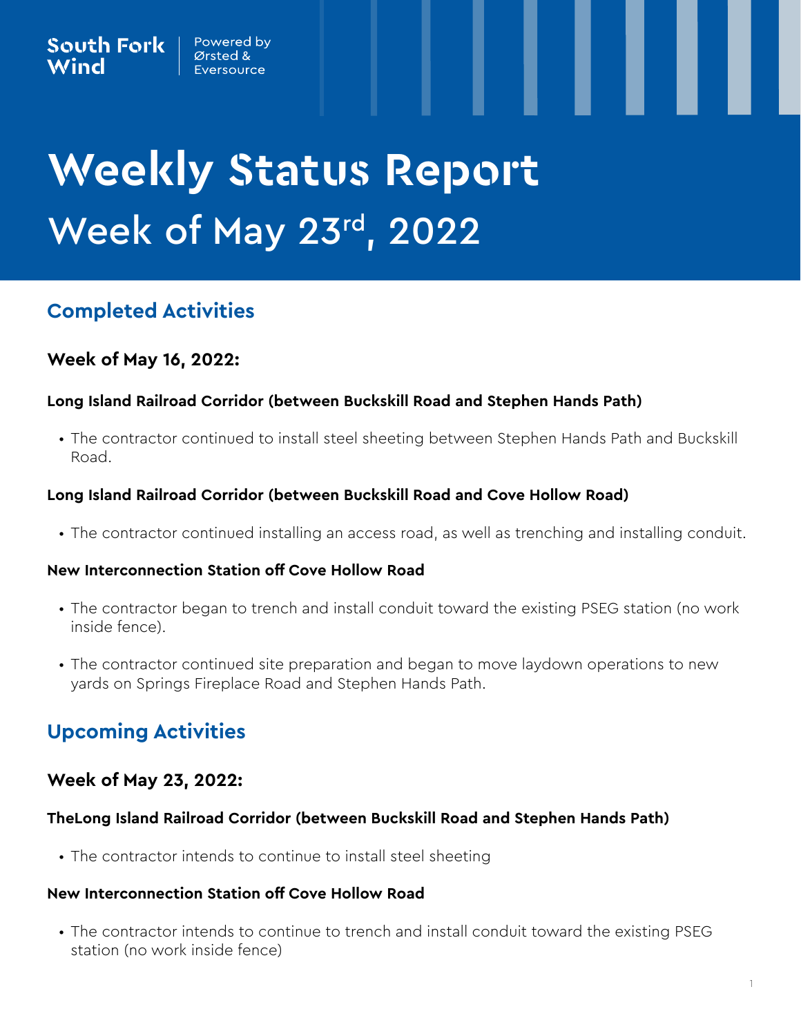South Fork Wind | Powered by Ørsted & Eversource

# Weekly Status Report

## Week of May 23rd, 2022

## Completed Activities

### Week of May 16, 2022:

**Long Island Railroad Corridor (between Buckskill Road and Stephen Hands Path)**

- The contractor continued to install steel sheeting between Stephen Hands Path and Buckskill Road.

**Long Island Railroad Corridor (between Buckskill Road and Cove Hollow Road)**

- The contractor continued installing an access road, as well as trenching and installing conduit.

**New Interconnection Station off Cove Hollow Road**

- The contractor began to trench and install conduit toward the existing PSEG station (no work inside fence).
- The contractor continued site preparation and began to move laydown operations to new yards on Springs Fireplace Road and Stephen Hands Path.

## Upcoming Activities

### Week of May 23, 2022:

**TheLong Island Railroad Corridor (between Buckskill Road and Stephen Hands Path)**

- The contractor intends to continue to install steel sheeting

**New Interconnection Station off Cove Hollow Road**

- The contractor intends to continue to trench and install conduit toward the existing PSEG station (no work inside fence)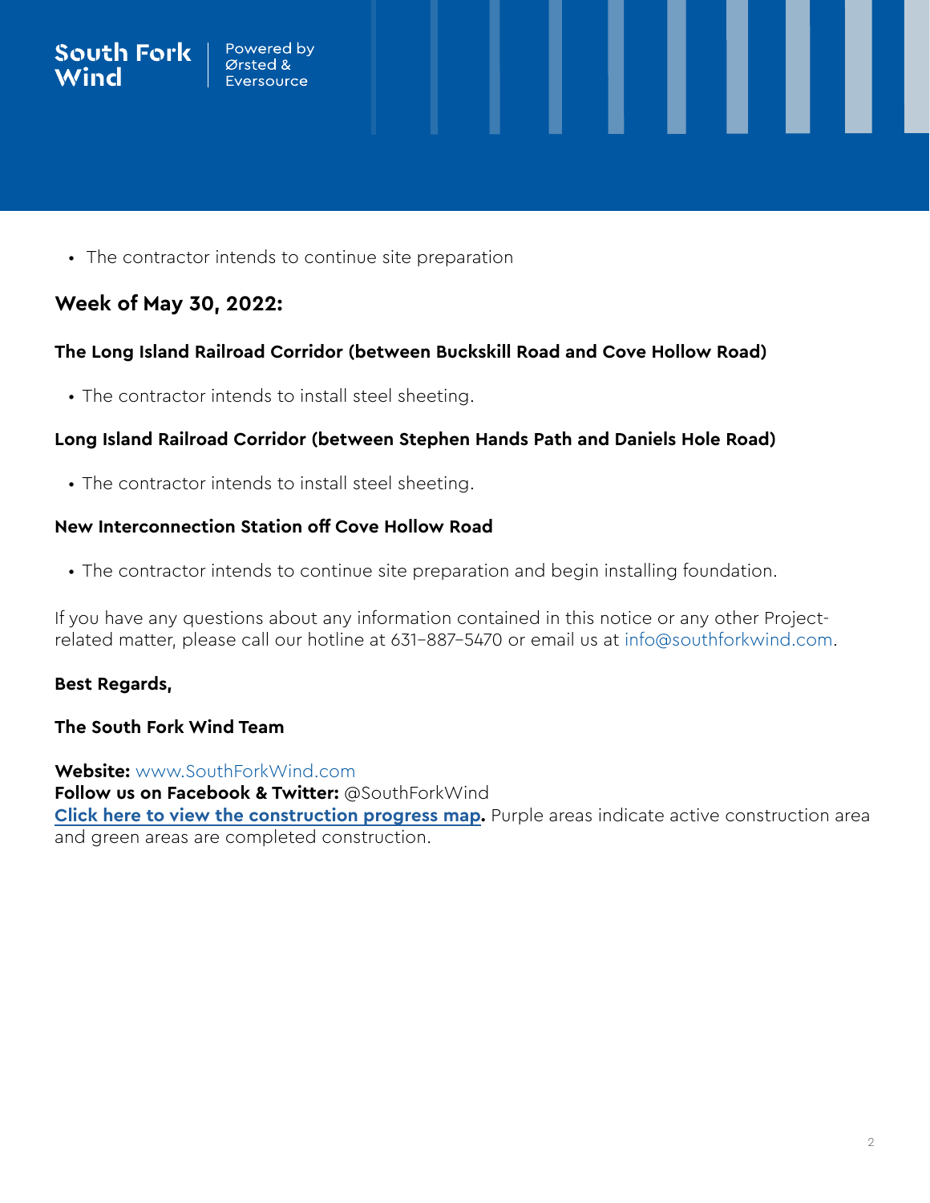- The contractor intends to continue site preparation

## Week of May 30, 2022:

**The Long Island Railroad Corridor (between Buckskill Road and Cove Hollow Road)**

- The contractor intends to install steel sheeting.

**Long Island Railroad Corridor (between Stephen Hands Path and Daniels Hole Road)**

- The contractor intends to install steel sheeting.

**New Interconnection Station off Cove Hollow Road**

- The contractor intends to continue site preparation and begin installing foundation.

If you have any questions about any information contained in this notice or any other Project-related matter, please call our hotline at 631-887-5470 or email us at info@southforkwind.com.

**Best Regards,**

**The South Fork Wind Team**

**Website:** www.SouthForkWind.com
**Follow us on Facebook & Twitter:** @SouthForkWind
**Click here to view the construction progress map.** Purple areas indicate active construction area and green areas are completed construction.